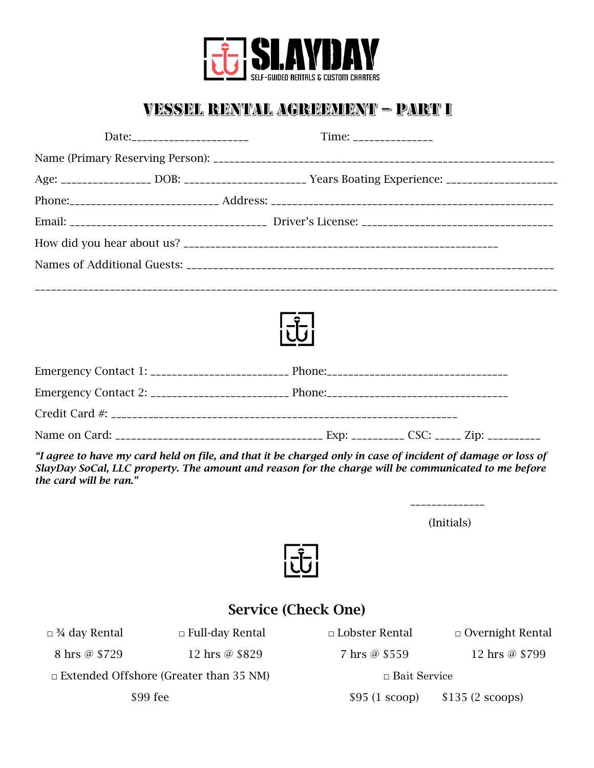**SLAYDAY**
SELF-GUIDED RENTALS & CUSTOM CHARTERS

# VESSEL RENTAL AGREEMENT – PART I

Date:______________________ Time: ______________

Name (Primary Reserving Person): ______________________________________________________________

Age: ________________ DOB: ______________________ Years Boating Experience: ____________________

Phone:___________________________ Address: ____________________________________________________

Email: ____________________________________ Driver's License: ____________________________________

How did you hear about us? _________________________________________________________

Names of Additional Guests: ____________________________________________________________________

______________________________________________________________________________________________

Emergency Contact 1: ________________________ Phone:_________________________________

Emergency Contact 2: ________________________ Phone:_________________________________

Credit Card #: ______________________________________________________________

Name on Card: _____________________________________ Exp: _________ CSC: _____ Zip: _________

***"I agree to have my card held on file, and that it be charged only in case of incident of damage or loss of SlayDay SoCal, LLC property. The amount and reason for the charge will be communicated to me before the card will be ran."***

______________

(Initials)

## Service (Check One)

| □ ¾ day Rental | □ Full-day Rental | □ Lobster Rental | □ Overnight Rental |
|---|---|---|---|
| 8 hrs @ $729 | 12 hrs @ $829 | 7 hrs @ $559 | 12 hrs @ $799 |

□ Extended Offshore (Greater than 35 NM)

$99 fee

□ Bait Service

$95 (1 scoop) $135 (2 scoops)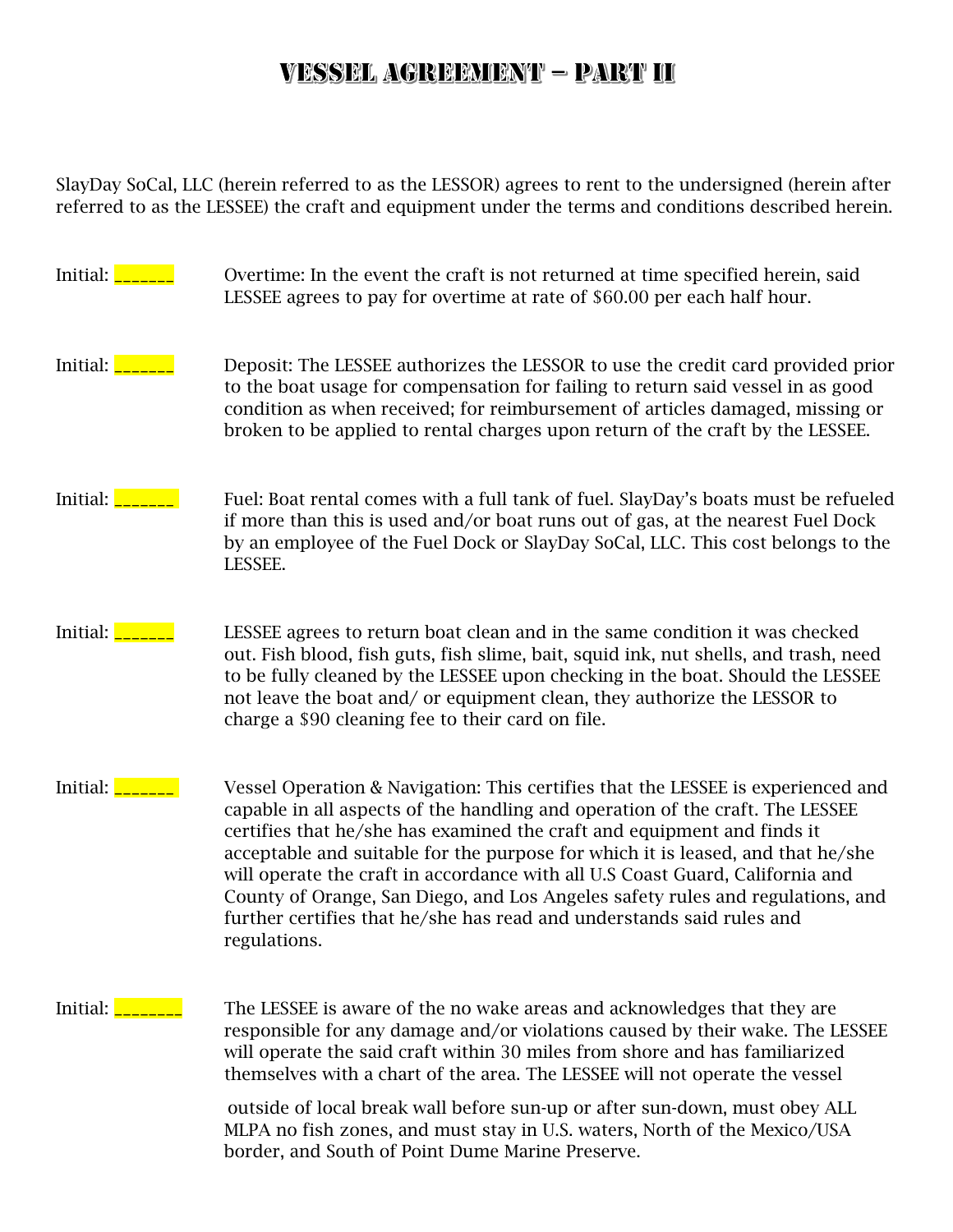# VESSEL AGREEMENT – PART II

SlayDay SoCal, LLC (herein referred to as the LESSOR) agrees to rent to the undersigned (herein after referred to as the LESSEE) the craft and equipment under the terms and conditions described herein.

Initial: _______ Overtime: In the event the craft is not returned at time specified herein, said LESSEE agrees to pay for overtime at rate of $60.00 per each half hour.

Initial: _______ Deposit: The LESSEE authorizes the LESSOR to use the credit card provided prior to the boat usage for compensation for failing to return said vessel in as good condition as when received; for reimbursement of articles damaged, missing or broken to be applied to rental charges upon return of the craft by the LESSEE.

Initial: _______ Fuel: Boat rental comes with a full tank of fuel. SlayDay's boats must be refueled if more than this is used and/or boat runs out of gas, at the nearest Fuel Dock by an employee of the Fuel Dock or SlayDay SoCal, LLC. This cost belongs to the LESSEE.

Initial: _______ LESSEE agrees to return boat clean and in the same condition it was checked out. Fish blood, fish guts, fish slime, bait, squid ink, nut shells, and trash, need to be fully cleaned by the LESSEE upon checking in the boat. Should the LESSEE not leave the boat and/ or equipment clean, they authorize the LESSOR to charge a $90 cleaning fee to their card on file.

Initial: _______ Vessel Operation & Navigation: This certifies that the LESSEE is experienced and capable in all aspects of the handling and operation of the craft. The LESSEE certifies that he/she has examined the craft and equipment and finds it acceptable and suitable for the purpose for which it is leased, and that he/she will operate the craft in accordance with all U.S Coast Guard, California and County of Orange, San Diego, and Los Angeles safety rules and regulations, and further certifies that he/she has read and understands said rules and regulations.

Initial: ________ The LESSEE is aware of the no wake areas and acknowledges that they are responsible for any damage and/or violations caused by their wake. The LESSEE will operate the said craft within 30 miles from shore and has familiarized themselves with a chart of the area. The LESSEE will not operate the vessel outside of local break wall before sun-up or after sun-down, must obey ALL MLPA no fish zones, and must stay in U.S. waters, North of the Mexico/USA border, and South of Point Dume Marine Preserve.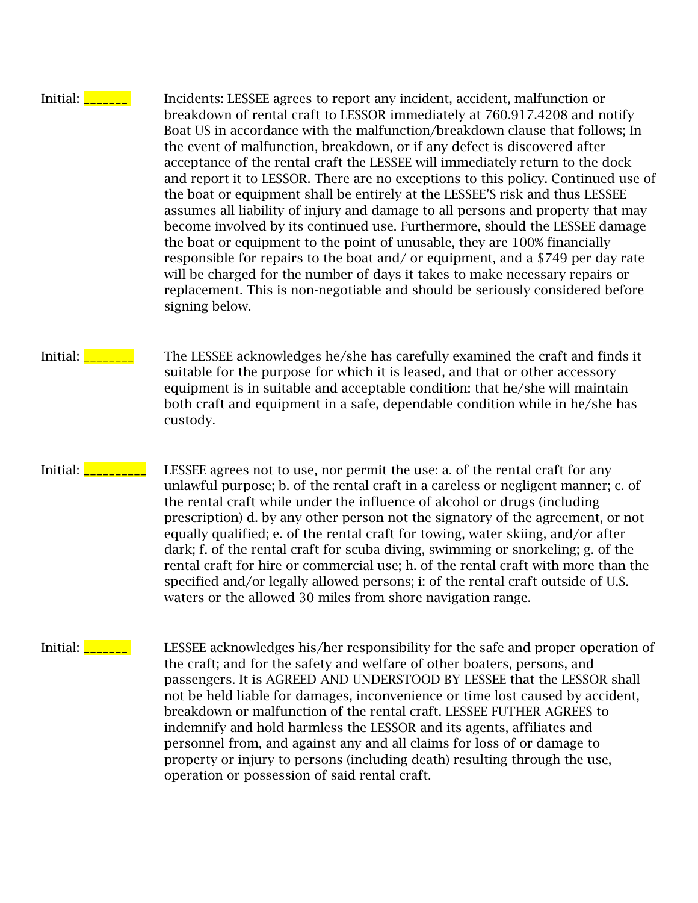Initial: _______ Incidents: LESSEE agrees to report any incident, accident, malfunction or breakdown of rental craft to LESSOR immediately at 760.917.4208 and notify Boat US in accordance with the malfunction/breakdown clause that follows; In the event of malfunction, breakdown, or if any defect is discovered after acceptance of the rental craft the LESSEE will immediately return to the dock and report it to LESSOR. There are no exceptions to this policy. Continued use of the boat or equipment shall be entirely at the LESSEE'S risk and thus LESSEE assumes all liability of injury and damage to all persons and property that may become involved by its continued use. Furthermore, should the LESSEE damage the boat or equipment to the point of unusable, they are 100% financially responsible for repairs to the boat and/ or equipment, and a $749 per day rate will be charged for the number of days it takes to make necessary repairs or replacement. This is non-negotiable and should be seriously considered before signing below.

Initial: ________ The LESSEE acknowledges he/she has carefully examined the craft and finds it suitable for the purpose for which it is leased, and that or other accessory equipment is in suitable and acceptable condition: that he/she will maintain both craft and equipment in a safe, dependable condition while in he/she has custody.

Initial: __________ LESSEE agrees not to use, nor permit the use: a. of the rental craft for any unlawful purpose; b. of the rental craft in a careless or negligent manner; c. of the rental craft while under the influence of alcohol or drugs (including prescription) d. by any other person not the signatory of the agreement, or not equally qualified; e. of the rental craft for towing, water skiing, and/or after dark; f. of the rental craft for scuba diving, swimming or snorkeling; g. of the rental craft for hire or commercial use; h. of the rental craft with more than the specified and/or legally allowed persons; i: of the rental craft outside of U.S. waters or the allowed 30 miles from shore navigation range.

Initial: _______ LESSEE acknowledges his/her responsibility for the safe and proper operation of the craft; and for the safety and welfare of other boaters, persons, and passengers. It is AGREED AND UNDERSTOOD BY LESSEE that the LESSOR shall not be held liable for damages, inconvenience or time lost caused by accident, breakdown or malfunction of the rental craft. LESSEE FUTHER AGREES to indemnify and hold harmless the LESSOR and its agents, affiliates and personnel from, and against any and all claims for loss of or damage to property or injury to persons (including death) resulting through the use, operation or possession of said rental craft.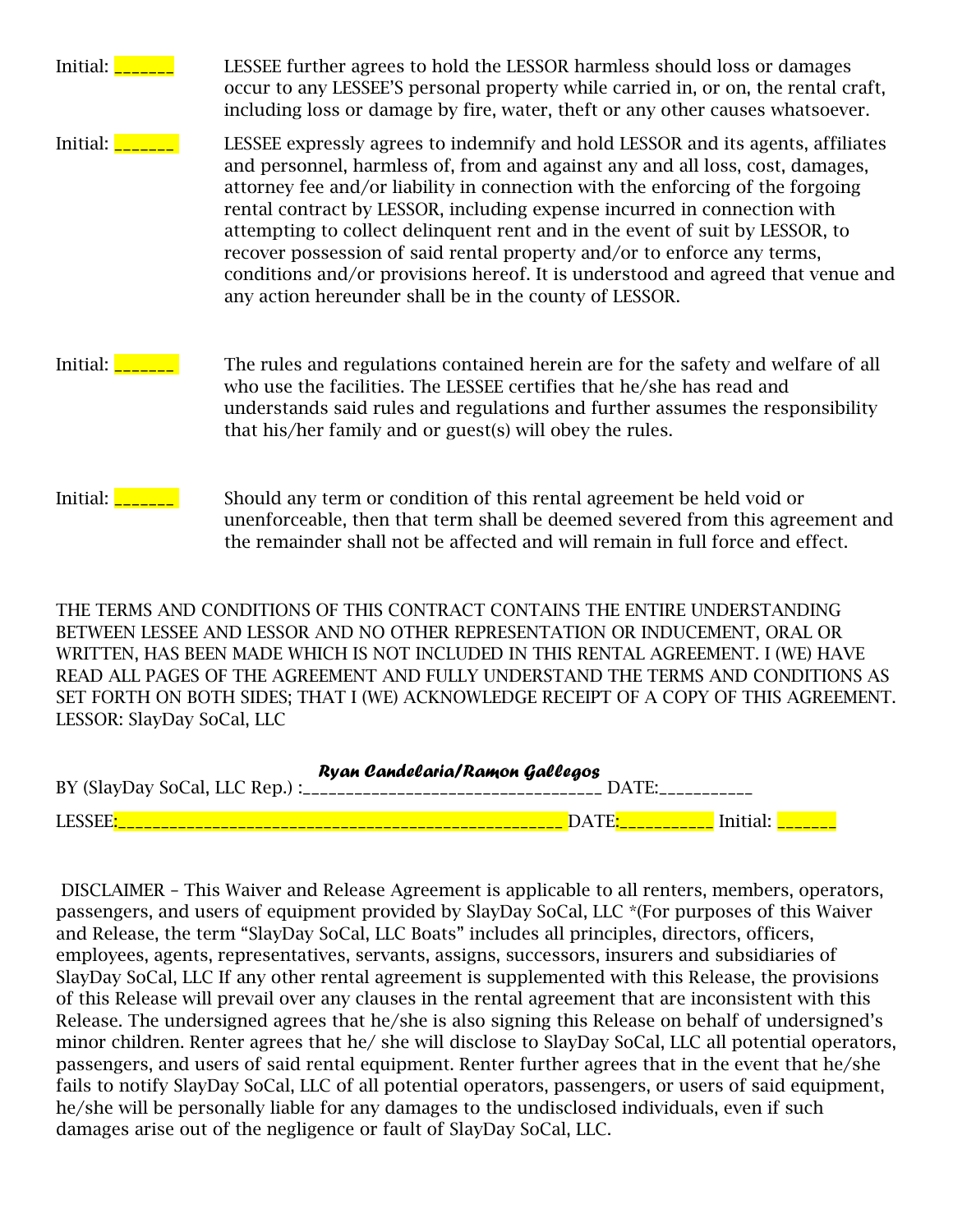Initial: _______ LESSEE further agrees to hold the LESSOR harmless should loss or damages occur to any LESSEE'S personal property while carried in, or on, the rental craft, including loss or damage by fire, water, theft or any other causes whatsoever.

Initial: _______ LESSEE expressly agrees to indemnify and hold LESSOR and its agents, affiliates and personnel, harmless of, from and against any and all loss, cost, damages, attorney fee and/or liability in connection with the enforcing of the forgoing rental contract by LESSOR, including expense incurred in connection with attempting to collect delinquent rent and in the event of suit by LESSOR, to recover possession of said rental property and/or to enforce any terms, conditions and/or provisions hereof. It is understood and agreed that venue and any action hereunder shall be in the county of LESSOR.

Initial: _______ The rules and regulations contained herein are for the safety and welfare of all who use the facilities. The LESSEE certifies that he/she has read and understands said rules and regulations and further assumes the responsibility that his/her family and or guest(s) will obey the rules.

Initial: _______ Should any term or condition of this rental agreement be held void or unenforceable, then that term shall be deemed severed from this agreement and the remainder shall not be affected and will remain in full force and effect.

THE TERMS AND CONDITIONS OF THIS CONTRACT CONTAINS THE ENTIRE UNDERSTANDING BETWEEN LESSEE AND LESSOR AND NO OTHER REPRESENTATION OR INDUCEMENT, ORAL OR WRITTEN, HAS BEEN MADE WHICH IS NOT INCLUDED IN THIS RENTAL AGREEMENT. I (WE) HAVE READ ALL PAGES OF THE AGREEMENT AND FULLY UNDERSTAND THE TERMS AND CONDITIONS AS SET FORTH ON BOTH SIDES; THAT I (WE) ACKNOWLEDGE RECEIPT OF A COPY OF THIS AGREEMENT.
LESSOR: SlayDay SoCal, LLC

BY (SlayDay SoCal, LLC Rep.) : *Ryan Candelaria/Ramon Gallegos* DATE:___________

LESSEE:__________________________________________________ DATE:___________ Initial: _______

DISCLAIMER – This Waiver and Release Agreement is applicable to all renters, members, operators, passengers, and users of equipment provided by SlayDay SoCal, LLC *(For purposes of this Waiver and Release, the term "SlayDay SoCal, LLC Boats" includes all principles, directors, officers, employees, agents, representatives, servants, assigns, successors, insurers and subsidiaries of SlayDay SoCal, LLC If any other rental agreement is supplemented with this Release, the provisions of this Release will prevail over any clauses in the rental agreement that are inconsistent with this Release. The undersigned agrees that he/she is also signing this Release on behalf of undersigned's minor children. Renter agrees that he/ she will disclose to SlayDay SoCal, LLC all potential operators, passengers, and users of said rental equipment. Renter further agrees that in the event that he/she fails to notify SlayDay SoCal, LLC of all potential operators, passengers, or users of said equipment, he/she will be personally liable for any damages to the undisclosed individuals, even if such damages arise out of the negligence or fault of SlayDay SoCal, LLC.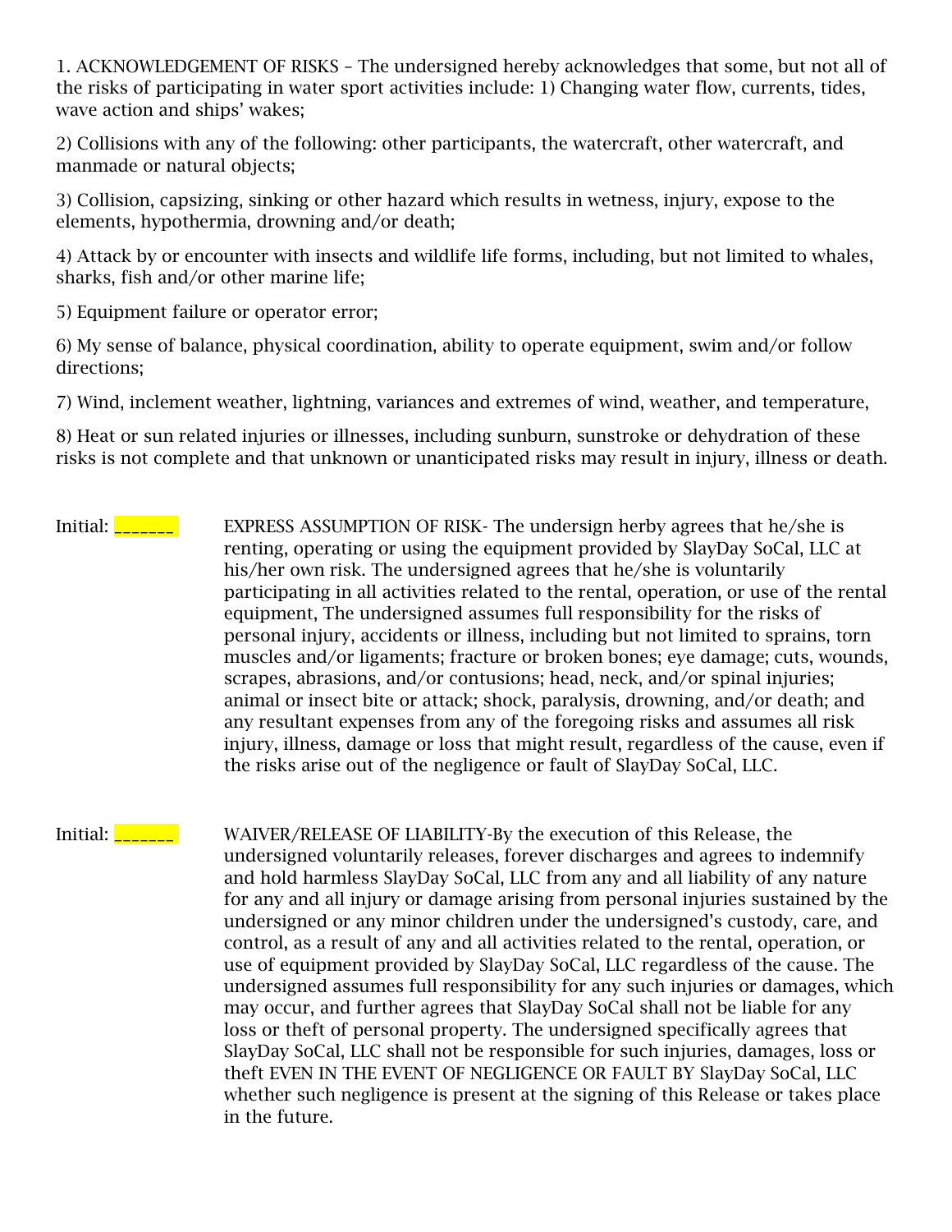1. ACKNOWLEDGEMENT OF RISKS – The undersigned hereby acknowledges that some, but not all of the risks of participating in water sport activities include: 1) Changing water flow, currents, tides, wave action and ships' wakes;

2) Collisions with any of the following: other participants, the watercraft, other watercraft, and manmade or natural objects;

3) Collision, capsizing, sinking or other hazard which results in wetness, injury, expose to the elements, hypothermia, drowning and/or death;

4) Attack by or encounter with insects and wildlife life forms, including, but not limited to whales, sharks, fish and/or other marine life;

5) Equipment failure or operator error;

6) My sense of balance, physical coordination, ability to operate equipment, swim and/or follow directions;

7) Wind, inclement weather, lightning, variances and extremes of wind, weather, and temperature,

8) Heat or sun related injuries or illnesses, including sunburn, sunstroke or dehydration of these risks is not complete and that unknown or unanticipated risks may result in injury, illness or death.

Initial: _______ EXPRESS ASSUMPTION OF RISK- The undersign herby agrees that he/she is renting, operating or using the equipment provided by SlayDay SoCal, LLC at his/her own risk. The undersigned agrees that he/she is voluntarily participating in all activities related to the rental, operation, or use of the rental equipment, The undersigned assumes full responsibility for the risks of personal injury, accidents or illness, including but not limited to sprains, torn muscles and/or ligaments; fracture or broken bones; eye damage; cuts, wounds, scrapes, abrasions, and/or contusions; head, neck, and/or spinal injuries; animal or insect bite or attack; shock, paralysis, drowning, and/or death; and any resultant expenses from any of the foregoing risks and assumes all risk injury, illness, damage or loss that might result, regardless of the cause, even if the risks arise out of the negligence or fault of SlayDay SoCal, LLC.

Initial: _______ WAIVER/RELEASE OF LIABILITY-By the execution of this Release, the undersigned voluntarily releases, forever discharges and agrees to indemnify and hold harmless SlayDay SoCal, LLC from any and all liability of any nature for any and all injury or damage arising from personal injuries sustained by the undersigned or any minor children under the undersigned's custody, care, and control, as a result of any and all activities related to the rental, operation, or use of equipment provided by SlayDay SoCal, LLC regardless of the cause. The undersigned assumes full responsibility for any such injuries or damages, which may occur, and further agrees that SlayDay SoCal shall not be liable for any loss or theft of personal property. The undersigned specifically agrees that SlayDay SoCal, LLC shall not be responsible for such injuries, damages, loss or theft EVEN IN THE EVENT OF NEGLIGENCE OR FAULT BY SlayDay SoCal, LLC whether such negligence is present at the signing of this Release or takes place in the future.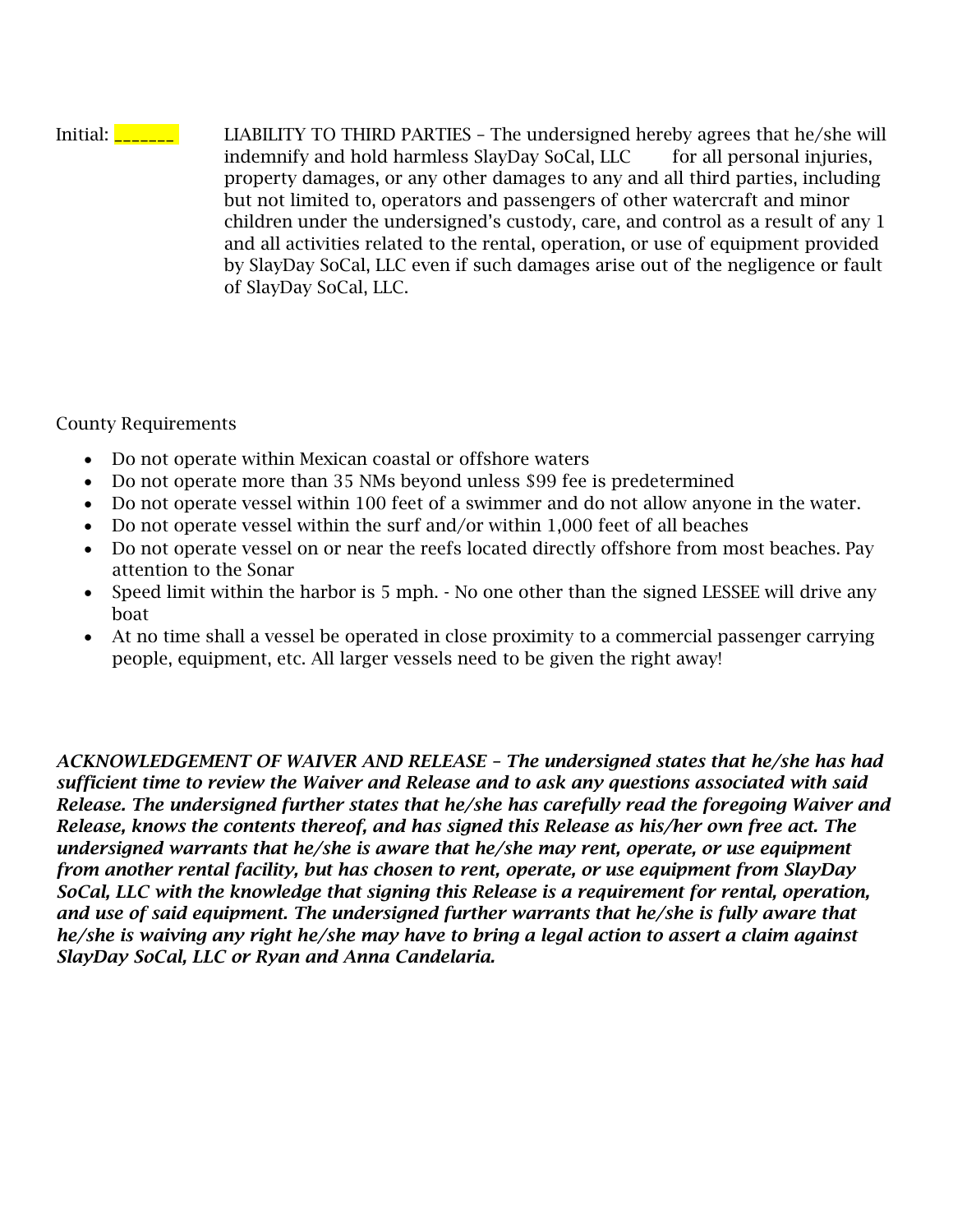Initial: _______ LIABILITY TO THIRD PARTIES – The undersigned hereby agrees that he/she will indemnify and hold harmless SlayDay SoCal, LLC for all personal injuries, property damages, or any other damages to any and all third parties, including but not limited to, operators and passengers of other watercraft and minor children under the undersigned's custody, care, and control as a result of any 1 and all activities related to the rental, operation, or use of equipment provided by SlayDay SoCal, LLC even if such damages arise out of the negligence or fault of SlayDay SoCal, LLC.

County Requirements

- Do not operate within Mexican coastal or offshore waters
- Do not operate more than 35 NMs beyond unless $99 fee is predetermined
- Do not operate vessel within 100 feet of a swimmer and do not allow anyone in the water.
- Do not operate vessel within the surf and/or within 1,000 feet of all beaches
- Do not operate vessel on or near the reefs located directly offshore from most beaches. Pay attention to the Sonar
- Speed limit within the harbor is 5 mph. - No one other than the signed LESSEE will drive any boat
- At no time shall a vessel be operated in close proximity to a commercial passenger carrying people, equipment, etc. All larger vessels need to be given the right away!

***ACKNOWLEDGEMENT OF WAIVER AND RELEASE – The undersigned states that he/she has had sufficient time to review the Waiver and Release and to ask any questions associated with said Release. The undersigned further states that he/she has carefully read the foregoing Waiver and Release, knows the contents thereof, and has signed this Release as his/her own free act. The undersigned warrants that he/she is aware that he/she may rent, operate, or use equipment from another rental facility, but has chosen to rent, operate, or use equipment from SlayDay SoCal, LLC with the knowledge that signing this Release is a requirement for rental, operation, and use of said equipment. The undersigned further warrants that he/she is fully aware that he/she is waiving any right he/she may have to bring a legal action to assert a claim against SlayDay SoCal, LLC or Ryan and Anna Candelaria.***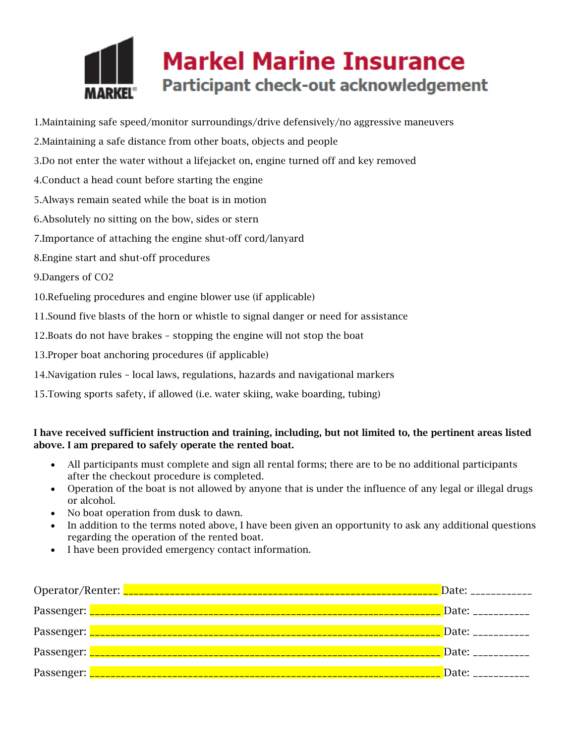# Markel Marine Insurance

## Participant check-out acknowledgement

1.Maintaining safe speed/monitor surroundings/drive defensively/no aggressive maneuvers

2.Maintaining a safe distance from other boats, objects and people

3.Do not enter the water without a lifejacket on, engine turned off and key removed

4.Conduct a head count before starting the engine

5.Always remain seated while the boat is in motion

6.Absolutely no sitting on the bow, sides or stern

7.Importance of attaching the engine shut-off cord/lanyard

8.Engine start and shut-off procedures

9.Dangers of $CO_2$

10.Refueling procedures and engine blower use (if applicable)

11.Sound five blasts of the horn or whistle to signal danger or need for assistance

12.Boats do not have brakes – stopping the engine will not stop the boat

13.Proper boat anchoring procedures (if applicable)

14.Navigation rules – local laws, regulations, hazards and navigational markers

15.Towing sports safety, if allowed (i.e. water skiing, wake boarding, tubing)

**I have received sufficient instruction and training, including, but not limited to, the pertinent areas listed above. I am prepared to safely operate the rented boat.**

- All participants must complete and sign all rental forms; there are to be no additional participants after the checkout procedure is completed.
- Operation of the boat is not allowed by anyone that is under the influence of any legal or illegal drugs or alcohol.
- No boat operation from dusk to dawn.
- In addition to the terms noted above, I have been given an opportunity to ask any additional questions regarding the operation of the rented boat.
- I have been provided emergency contact information.

Operator/Renter: ____________________________________________________________ Date: ___________

Passenger: ____________________________________________________________ Date: ___________

Passenger: ____________________________________________________________ Date: ___________

Passenger: ____________________________________________________________ Date: ___________

Passenger: ____________________________________________________________ Date: ___________